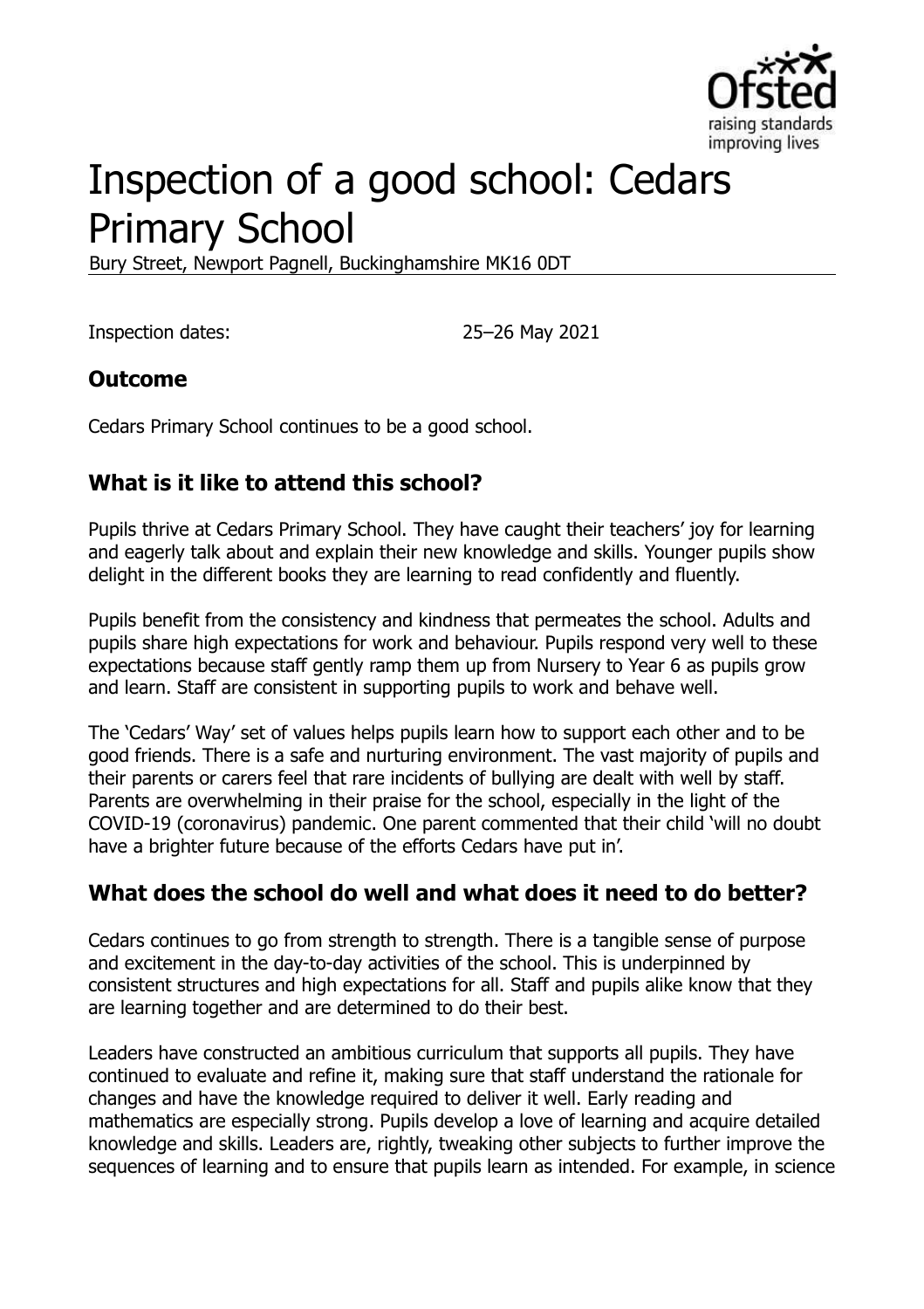# Inspection of a good school: Cedars Primary School

Bury Street, Newport Pagnell, Buckinghamshire MK16 0DT

Inspection dates: 25–26 May 2021

## Outcome

Cedars Primary School continues to be a good school.

## What is it like to attend this school?

Pupils thrive at Cedars Primary School. They have caught their teachers' joy for learning and eagerly talk about and explain their new knowledge and skills. Younger pupils show delight in the different books they are learning to read confidently and fluently.

Pupils benefit from the consistency and kindness that permeates the school. Adults and pupils share high expectations for work and behaviour. Pupils respond very well to these expectations because staff gently ramp them up from Nursery to Year 6 as pupils grow and learn. Staff are consistent in supporting pupils to work and behave well.

The 'Cedars' Way' set of values helps pupils learn how to support each other and to be good friends. There is a safe and nurturing environment. The vast majority of pupils and their parents or carers feel that rare incidents of bullying are dealt with well by staff. Parents are overwhelming in their praise for the school, especially in the light of the COVID-19 (coronavirus) pandemic. One parent commented that their child 'will no doubt have a brighter future because of the efforts Cedars have put in'.

## What does the school do well and what does it need to do better?

Cedars continues to go from strength to strength. There is a tangible sense of purpose and excitement in the day-to-day activities of the school. This is underpinned by consistent structures and high expectations for all. Staff and pupils alike know that they are learning together and are determined to do their best.

Leaders have constructed an ambitious curriculum that supports all pupils. They have continued to evaluate and refine it, making sure that staff understand the rationale for changes and have the knowledge required to deliver it well. Early reading and mathematics are especially strong. Pupils develop a love of learning and acquire detailed knowledge and skills. Leaders are, rightly, tweaking other subjects to further improve the sequences of learning and to ensure that pupils learn as intended. For example, in science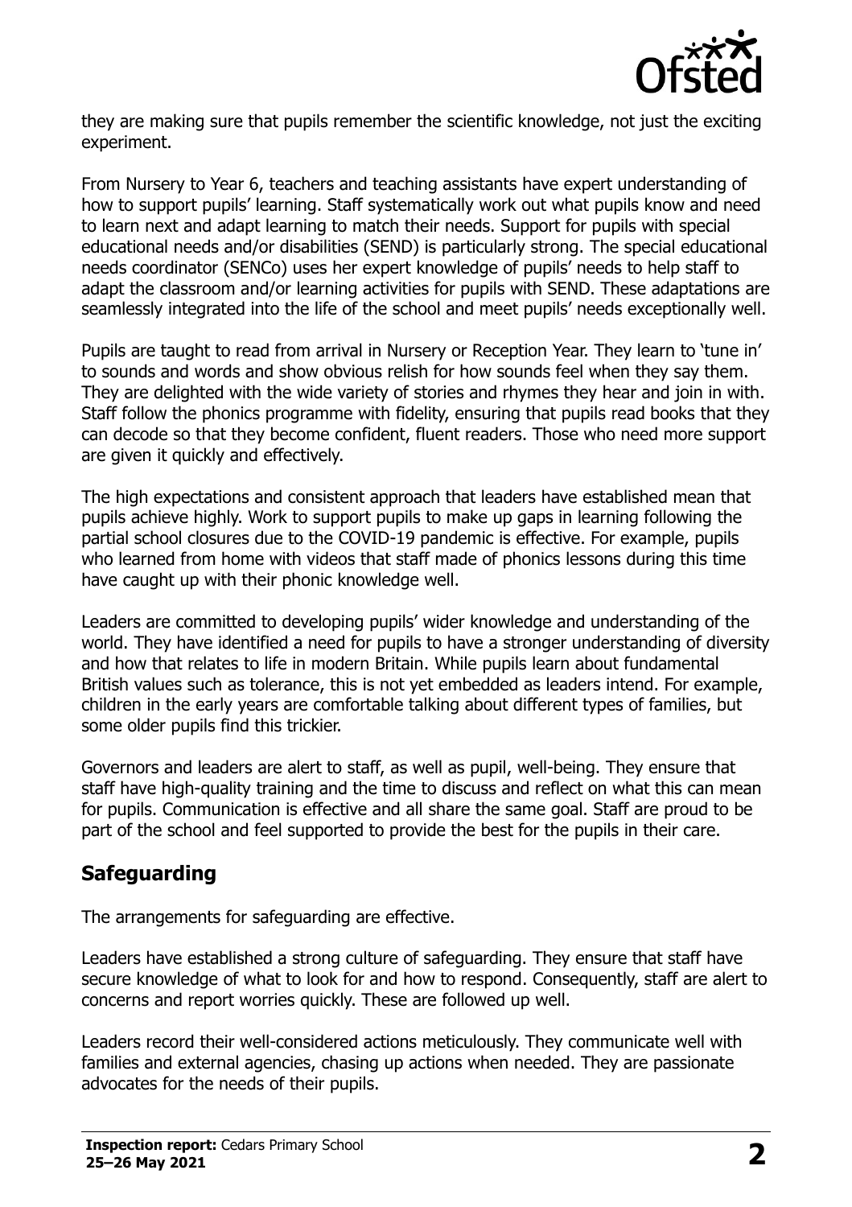they are making sure that pupils remember the scientific knowledge, not just the exciting experiment.

From Nursery to Year 6, teachers and teaching assistants have expert understanding of how to support pupils' learning. Staff systematically work out what pupils know and need to learn next and adapt learning to match their needs. Support for pupils with special educational needs and/or disabilities (SEND) is particularly strong. The special educational needs coordinator (SENCo) uses her expert knowledge of pupils' needs to help staff to adapt the classroom and/or learning activities for pupils with SEND. These adaptations are seamlessly integrated into the life of the school and meet pupils' needs exceptionally well.

Pupils are taught to read from arrival in Nursery or Reception Year. They learn to 'tune in' to sounds and words and show obvious relish for how sounds feel when they say them. They are delighted with the wide variety of stories and rhymes they hear and join in with. Staff follow the phonics programme with fidelity, ensuring that pupils read books that they can decode so that they become confident, fluent readers. Those who need more support are given it quickly and effectively.

The high expectations and consistent approach that leaders have established mean that pupils achieve highly. Work to support pupils to make up gaps in learning following the partial school closures due to the COVID-19 pandemic is effective. For example, pupils who learned from home with videos that staff made of phonics lessons during this time have caught up with their phonic knowledge well.

Leaders are committed to developing pupils' wider knowledge and understanding of the world. They have identified a need for pupils to have a stronger understanding of diversity and how that relates to life in modern Britain. While pupils learn about fundamental British values such as tolerance, this is not yet embedded as leaders intend. For example, children in the early years are comfortable talking about different types of families, but some older pupils find this trickier.

Governors and leaders are alert to staff, as well as pupil, well-being. They ensure that staff have high-quality training and the time to discuss and reflect on what this can mean for pupils. Communication is effective and all share the same goal. Staff are proud to be part of the school and feel supported to provide the best for the pupils in their care.

## Safeguarding

The arrangements for safeguarding are effective.

Leaders have established a strong culture of safeguarding. They ensure that staff have secure knowledge of what to look for and how to respond. Consequently, staff are alert to concerns and report worries quickly. These are followed up well.

Leaders record their well-considered actions meticulously. They communicate well with families and external agencies, chasing up actions when needed. They are passionate advocates for the needs of their pupils.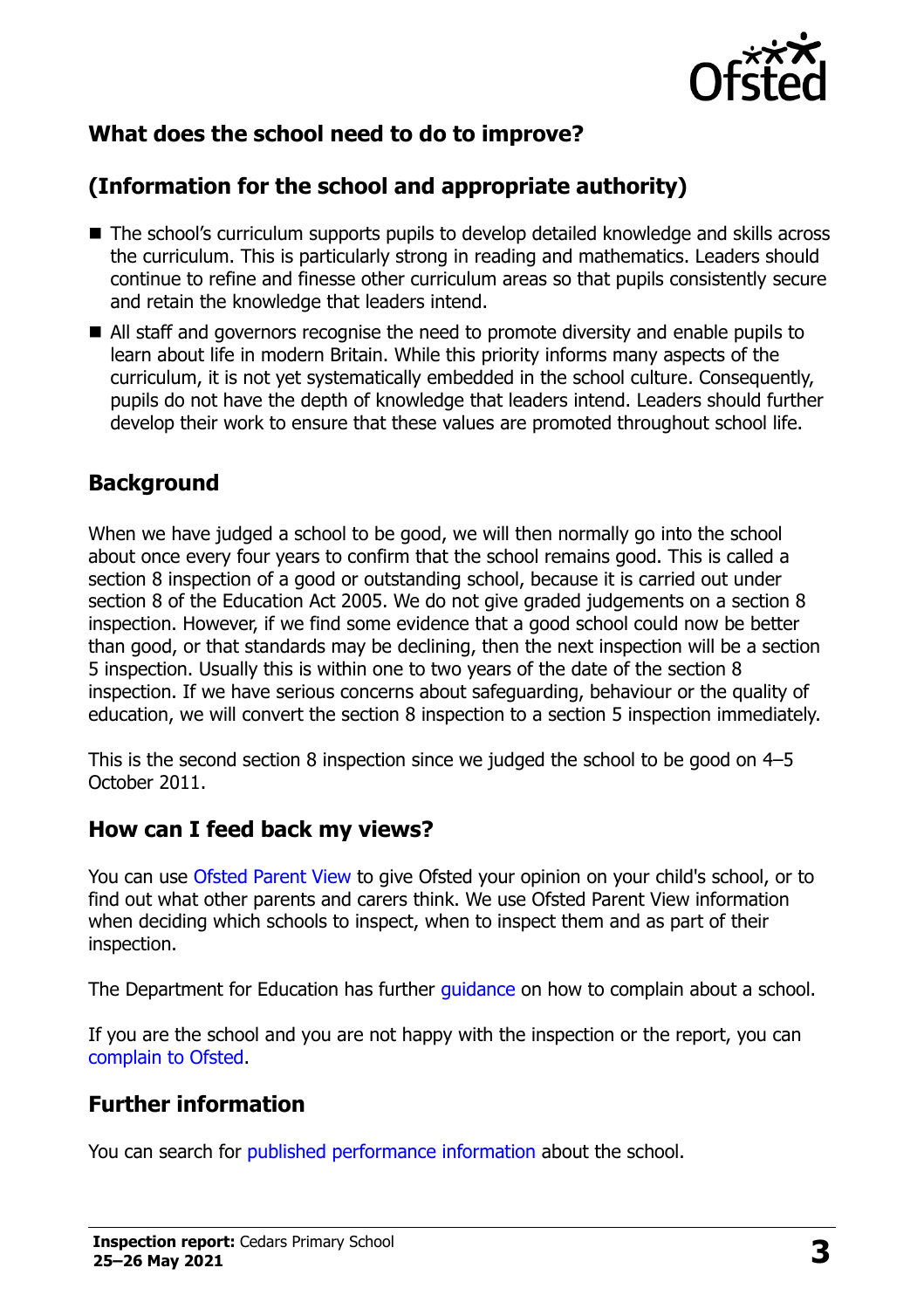## What does the school need to do to improve?

## (Information for the school and appropriate authority)

- The school's curriculum supports pupils to develop detailed knowledge and skills across the curriculum. This is particularly strong in reading and mathematics. Leaders should continue to refine and finesse other curriculum areas so that pupils consistently secure and retain the knowledge that leaders intend.
- All staff and governors recognise the need to promote diversity and enable pupils to learn about life in modern Britain. While this priority informs many aspects of the curriculum, it is not yet systematically embedded in the school culture. Consequently, pupils do not have the depth of knowledge that leaders intend. Leaders should further develop their work to ensure that these values are promoted throughout school life.

## Background

When we have judged a school to be good, we will then normally go into the school about once every four years to confirm that the school remains good. This is called a section 8 inspection of a good or outstanding school, because it is carried out under section 8 of the Education Act 2005. We do not give graded judgements on a section 8 inspection. However, if we find some evidence that a good school could now be better than good, or that standards may be declining, then the next inspection will be a section 5 inspection. Usually this is within one to two years of the date of the section 8 inspection. If we have serious concerns about safeguarding, behaviour or the quality of education, we will convert the section 8 inspection to a section 5 inspection immediately.

This is the second section 8 inspection since we judged the school to be good on 4–5 October 2011.

## How can I feed back my views?

You can use Ofsted Parent View to give Ofsted your opinion on your child's school, or to find out what other parents and carers think. We use Ofsted Parent View information when deciding which schools to inspect, when to inspect them and as part of their inspection.

The Department for Education has further guidance on how to complain about a school.

If you are the school and you are not happy with the inspection or the report, you can complain to Ofsted.

## Further information

You can search for published performance information about the school.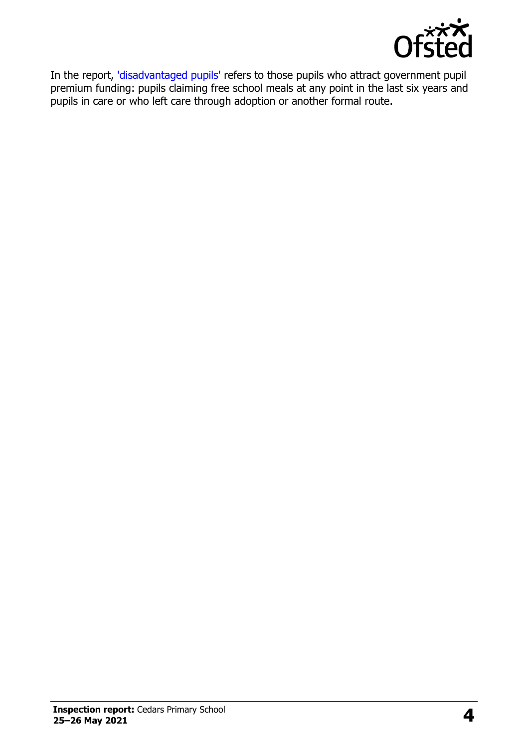In the report, 'disadvantaged pupils' refers to those pupils who attract government pupil premium funding: pupils claiming free school meals at any point in the last six years and pupils in care or who left care through adoption or another formal route.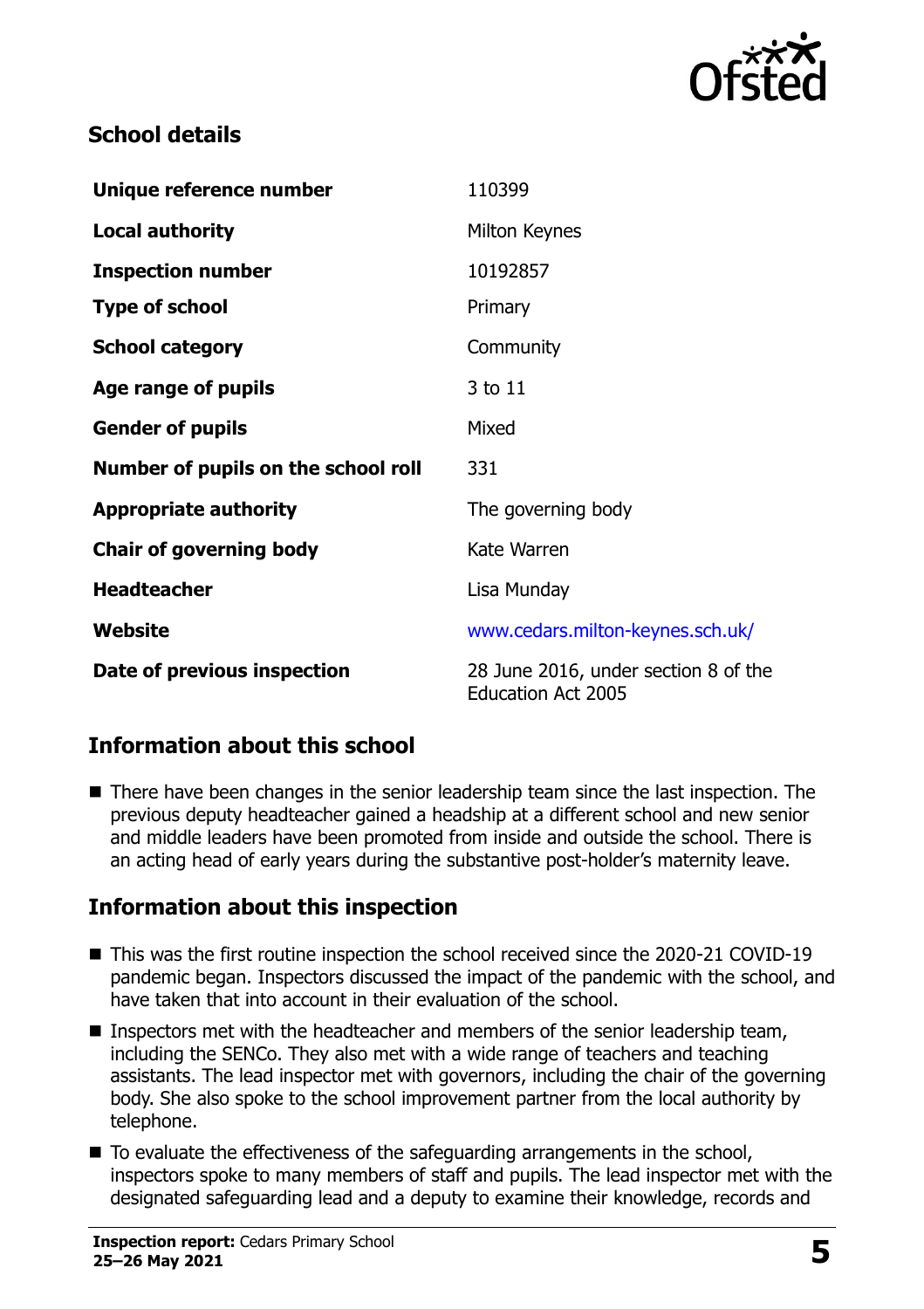## School details

| | |
|---|---|
| **Unique reference number** | 110399 |
| **Local authority** | Milton Keynes |
| **Inspection number** | 10192857 |
| **Type of school** | Primary |
| **School category** | Community |
| **Age range of pupils** | 3 to 11 |
| **Gender of pupils** | Mixed |
| **Number of pupils on the school roll** | 331 |
| **Appropriate authority** | The governing body |
| **Chair of governing body** | Kate Warren |
| **Headteacher** | Lisa Munday |
| **Website** | www.cedars.milton-keynes.sch.uk/ |
| **Date of previous inspection** | 28 June 2016, under section 8 of the Education Act 2005 |

## Information about this school

- There have been changes in the senior leadership team since the last inspection. The previous deputy headteacher gained a headship at a different school and new senior and middle leaders have been promoted from inside and outside the school. There is an acting head of early years during the substantive post-holder's maternity leave.

## Information about this inspection

- This was the first routine inspection the school received since the 2020-21 COVID-19 pandemic began. Inspectors discussed the impact of the pandemic with the school, and have taken that into account in their evaluation of the school.
- Inspectors met with the headteacher and members of the senior leadership team, including the SENCo. They also met with a wide range of teachers and teaching assistants. The lead inspector met with governors, including the chair of the governing body. She also spoke to the school improvement partner from the local authority by telephone.
- To evaluate the effectiveness of the safeguarding arrangements in the school, inspectors spoke to many members of staff and pupils. The lead inspector met with the designated safeguarding lead and a deputy to examine their knowledge, records and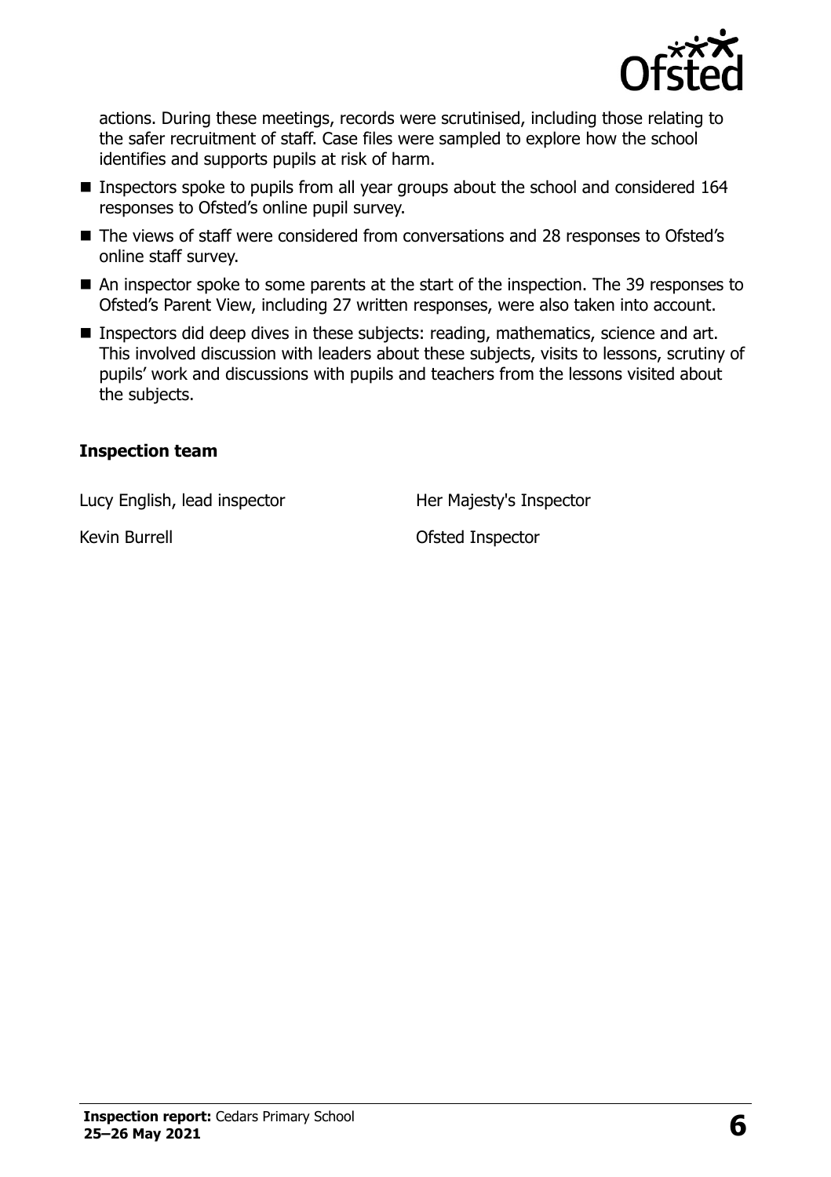actions. During these meetings, records were scrutinised, including those relating to the safer recruitment of staff. Case files were sampled to explore how the school identifies and supports pupils at risk of harm.

- Inspectors spoke to pupils from all year groups about the school and considered 164 responses to Ofsted's online pupil survey.
- The views of staff were considered from conversations and 28 responses to Ofsted's online staff survey.
- An inspector spoke to some parents at the start of the inspection. The 39 responses to Ofsted's Parent View, including 27 written responses, were also taken into account.
- Inspectors did deep dives in these subjects: reading, mathematics, science and art. This involved discussion with leaders about these subjects, visits to lessons, scrutiny of pupils' work and discussions with pupils and teachers from the lessons visited about the subjects.

### Inspection team

| | |
|---|---|
| Lucy English, lead inspector | Her Majesty's Inspector |
| Kevin Burrell | Ofsted Inspector |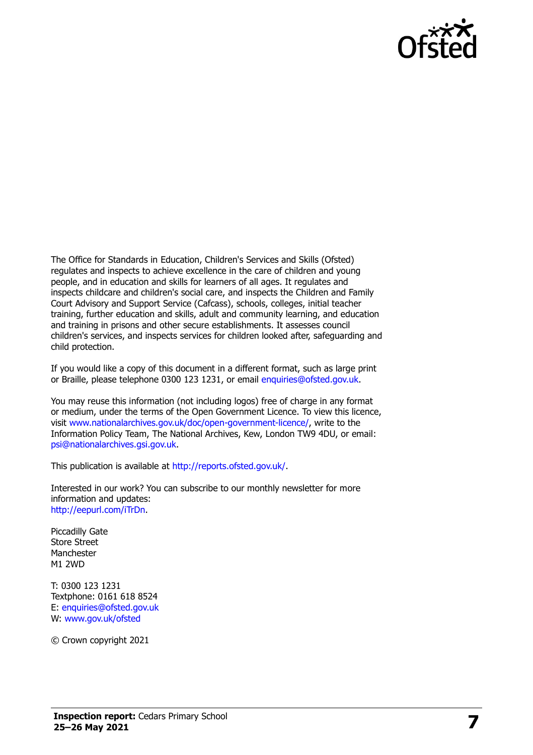The Office for Standards in Education, Children's Services and Skills (Ofsted) regulates and inspects to achieve excellence in the care of children and young people, and in education and skills for learners of all ages. It regulates and inspects childcare and children's social care, and inspects the Children and Family Court Advisory and Support Service (Cafcass), schools, colleges, initial teacher training, further education and skills, adult and community learning, and education and training in prisons and other secure establishments. It assesses council children's services, and inspects services for children looked after, safeguarding and child protection.

If you would like a copy of this document in a different format, such as large print or Braille, please telephone 0300 123 1231, or email enquiries@ofsted.gov.uk.

You may reuse this information (not including logos) free of charge in any format or medium, under the terms of the Open Government Licence. To view this licence, visit www.nationalarchives.gov.uk/doc/open-government-licence/, write to the Information Policy Team, The National Archives, Kew, London TW9 4DU, or email: psi@nationalarchives.gsi.gov.uk.

This publication is available at http://reports.ofsted.gov.uk/.

Interested in our work? You can subscribe to our monthly newsletter for more information and updates:
http://eepurl.com/iTrDn.

Piccadilly Gate
Store Street
Manchester
M1 2WD

T: 0300 123 1231
Textphone: 0161 618 8524
E: enquiries@ofsted.gov.uk
W: www.gov.uk/ofsted

© Crown copyright 2021